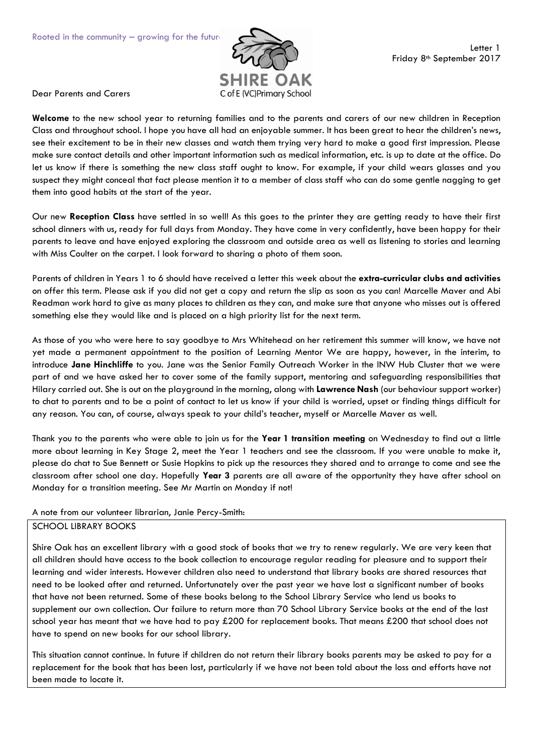Rooted in the community – growing for the future

SHIRE OAK
C of E (VC) Primary School

Letter 1
Friday 8th September 2017

Dear Parents and Carers

**Welcome** to the new school year to returning families and to the parents and carers of our new children in Reception Class and throughout school. I hope you have all had an enjoyable summer. It has been great to hear the children's news, see their excitement to be in their new classes and watch them trying very hard to make a good first impression. Please make sure contact details and other important information such as medical information, etc. is up to date at the office. Do let us know if there is something the new class staff ought to know. For example, if your child wears glasses and you suspect they might conceal that fact please mention it to a member of class staff who can do some gentle nagging to get them into good habits at the start of the year.

Our new **Reception Class** have settled in so well! As this goes to the printer they are getting ready to have their first school dinners with us, ready for full days from Monday. They have come in very confidently, have been happy for their parents to leave and have enjoyed exploring the classroom and outside area as well as listening to stories and learning with Miss Coulter on the carpet. I look forward to sharing a photo of them soon.

Parents of children in Years 1 to 6 should have received a letter this week about the **extra-curricular clubs and activities** on offer this term. Please ask if you did not get a copy and return the slip as soon as you can! Marcelle Maver and Abi Readman work hard to give as many places to children as they can, and make sure that anyone who misses out is offered something else they would like and is placed on a high priority list for the next term.

As those of you who were here to say goodbye to Mrs Whitehead on her retirement this summer will know, we have not yet made a permanent appointment to the position of Learning Mentor We are happy, however, in the interim, to introduce **Jane Hinchliffe** to you. Jane was the Senior Family Outreach Worker in the INW Hub Cluster that we were part of and we have asked her to cover some of the family support, mentoring and safeguarding responsibilities that Hilary carried out. She is out on the playground in the morning, along with **Lawrence Nash** (our behaviour support worker) to chat to parents and to be a point of contact to let us know if your child is worried, upset or finding things difficult for any reason. You can, of course, always speak to your child's teacher, myself or Marcelle Maver as well.

Thank you to the parents who were able to join us for the **Year 1 transition meeting** on Wednesday to find out a little more about learning in Key Stage 2, meet the Year 1 teachers and see the classroom. If you were unable to make it, please do chat to Sue Bennett or Susie Hopkins to pick up the resources they shared and to arrange to come and see the classroom after school one day. Hopefully **Year 3** parents are all aware of the opportunity they have after school on Monday for a transition meeting. See Mr Martin on Monday if not!

A note from our volunteer librarian, Janie Percy-Smith:

SCHOOL LIBRARY BOOKS

Shire Oak has an excellent library with a good stock of books that we try to renew regularly. We are very keen that all children should have access to the book collection to encourage regular reading for pleasure and to support their learning and wider interests. However children also need to understand that library books are shared resources that need to be looked after and returned. Unfortunately over the past year we have lost a significant number of books that have not been returned. Some of these books belong to the School Library Service who lend us books to supplement our own collection. Our failure to return more than 70 School Library Service books at the end of the last school year has meant that we have had to pay £200 for replacement books. That means £200 that school does not have to spend on new books for our school library.

This situation cannot continue. In future if children do not return their library books parents may be asked to pay for a replacement for the book that has been lost, particularly if we have not been told about the loss and efforts have not been made to locate it.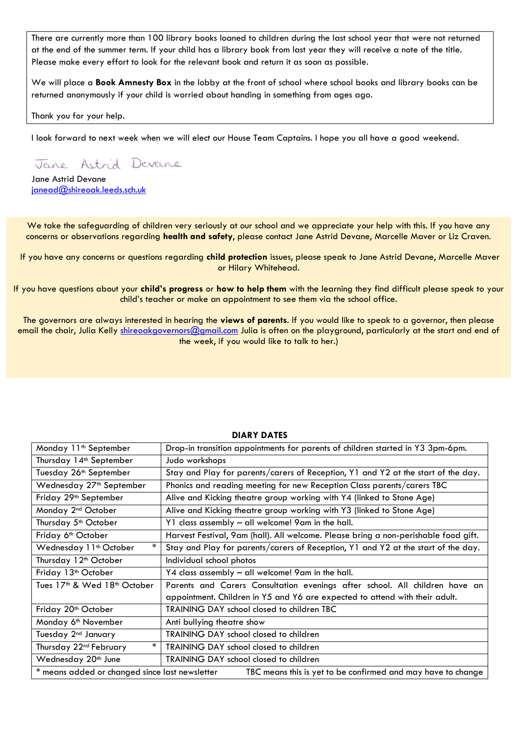There are currently more than 100 library books loaned to children during the last school year that were not returned at the end of the summer term. If your child has a library book from last year they will receive a note of the title. Please make every effort to look for the relevant book and return it as soon as possible.

We will place a **Book Amnesty Box** in the lobby at the front of school where school books and library books can be returned anonymously if your child is worried about handing in something from ages ago.

Thank you for your help.

I look forward to next week when we will elect our House Team Captains. I hope you all have a good weekend.

Jane Astrid Devane

Jane Astrid Devane
janead@shireoak.leeds.sch.uk

We take the safeguarding of children very seriously at our school and we appreciate your help with this. If you have any concerns or observations regarding **health and safety**, please contact Jane Astrid Devane, Marcelle Maver or Liz Craven.

If you have any concerns or questions regarding **child protection** issues, please speak to Jane Astrid Devane, Marcelle Maver or Hilary Whitehead.

If you have questions about your **child's progress** or **how to help them** with the learning they find difficult please speak to your child's teacher or make an appointment to see them via the school office.

The governors are always interested in hearing the **views of parents**. If you would like to speak to a governor, then please email the chair, Julia Kelly shireoakgovernors@gmail.com Julia is often on the playground, particularly at the start and end of the week, if you would like to talk to her.)

**DIARY DATES**

| | |
|---|---|
| Monday 11th September | Drop-in transition appointments for parents of children started in Y3 3pm-6pm. |
| Thursday 14th September | Judo workshops |
| Tuesday 26th September | Stay and Play for parents/carers of Reception, Y1 and Y2 at the start of the day. |
| Wednesday 27th September | Phonics and reading meeting for new Reception Class parents/carers TBC |
| Friday 29th September | Alive and Kicking theatre group working with Y4 (linked to Stone Age) |
| Monday 2nd October | Alive and Kicking theatre group working with Y3 (linked to Stone Age) |
| Thursday 5th October | Y1 class assembly – all welcome! 9am in the hall. |
| Friday 6th October | Harvest Festival, 9am (hall). All welcome. Please bring a non-perishable food gift. |
| Wednesday 11th October * | Stay and Play for parents/carers of Reception, Y1 and Y2 at the start of the day. |
| Thursday 12th October | Individual school photos |
| Friday 13th October | Y4 class assembly – all welcome! 9am in the hall. |
| Tues 17th & Wed 18th October | Parents and Carers Consultation evenings after school. All children have an appointment. Children in Y5 and Y6 are expected to attend with their adult. |
| Friday 20th October | TRAINING DAY school closed to children TBC |
| Monday 6th November | Anti bullying theatre show |
| Tuesday 2nd January | TRAINING DAY school closed to children |
| Thursday 22nd February * | TRAINING DAY school closed to children |
| Wednesday 20th June | TRAINING DAY school closed to children |
| * means added or changed since last newsletter | TBC means this is yet to be confirmed and may have to change |